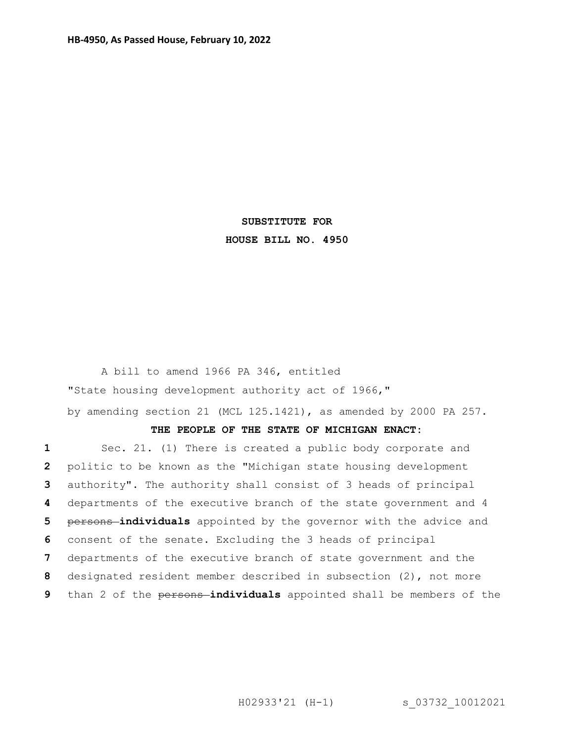**HB-4950, As Passed House, February 10, 2022**

**SUBSTITUTE FOR**

**HOUSE BILL NO. 4950**

A bill to amend 1966 PA 346, entitled

"State housing development authority act of 1966,"

by amending section 21 (MCL 125.1421), as amended by 2000 PA 257.

**THE PEOPLE OF THE STATE OF MICHIGAN ENACT:**

1 Sec. 21. (1) There is created a public body corporate and
2 politic to be known as the "Michigan state housing development
3 authority". The authority shall consist of 3 heads of principal
4 departments of the executive branch of the state government and 4
5 ~~persons~~ **individuals** appointed by the governor with the advice and
6 consent of the senate. Excluding the 3 heads of principal
7 departments of the executive branch of state government and the
8 designated resident member described in subsection (2), not more
9 than 2 of the ~~persons~~ **individuals** appointed shall be members of the

H02933'21 (H-1) s_03732_10012021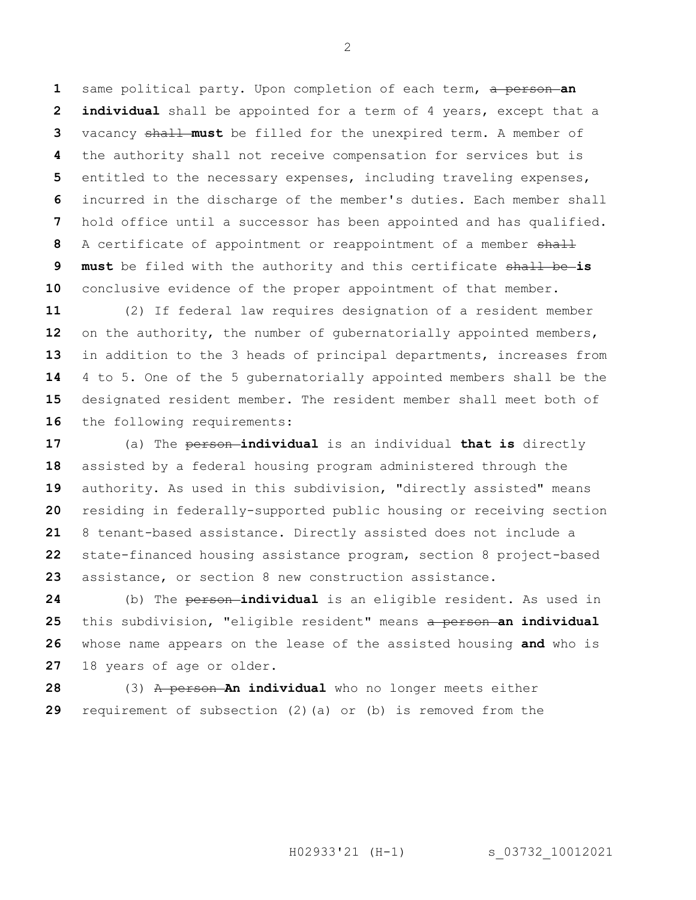same political party. Upon completion of each term, ~~a person~~ **an individual** shall be appointed for a term of 4 years, except that a vacancy ~~shall~~ **must** be filled for the unexpired term. A member of the authority shall not receive compensation for services but is entitled to the necessary expenses, including traveling expenses, incurred in the discharge of the member's duties. Each member shall hold office until a successor has been appointed and has qualified. A certificate of appointment or reappointment of a member ~~shall~~ **must** be filed with the authority and this certificate ~~shall be~~ **is** conclusive evidence of the proper appointment of that member.

(2) If federal law requires designation of a resident member on the authority, the number of gubernatorially appointed members, in addition to the 3 heads of principal departments, increases from 4 to 5. One of the 5 gubernatorially appointed members shall be the designated resident member. The resident member shall meet both of the following requirements:

(a) The ~~person~~ **individual** is an individual **that is** directly assisted by a federal housing program administered through the authority. As used in this subdivision, "directly assisted" means residing in federally-supported public housing or receiving section 8 tenant-based assistance. Directly assisted does not include a state-financed housing assistance program, section 8 project-based assistance, or section 8 new construction assistance.

(b) The ~~person~~ **individual** is an eligible resident. As used in this subdivision, "eligible resident" means ~~a person~~ **an individual** whose name appears on the lease of the assisted housing **and** who is 18 years of age or older.

(3) ~~A person~~ **An individual** who no longer meets either requirement of subsection (2)(a) or (b) is removed from the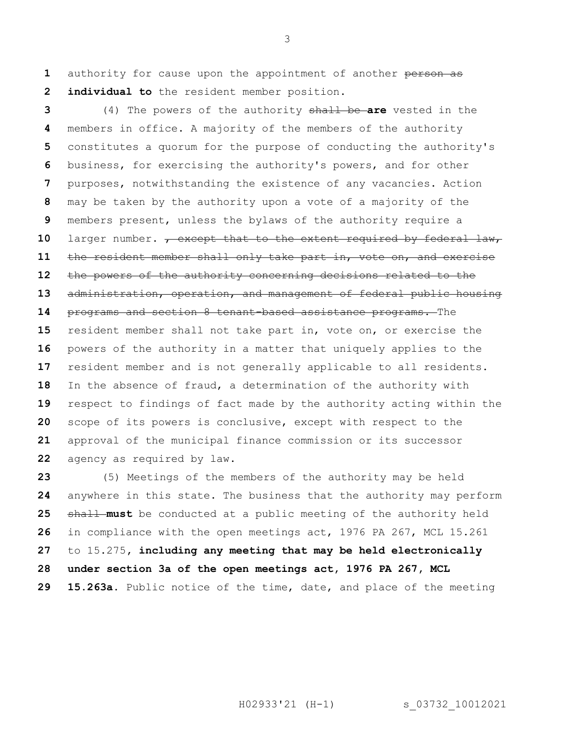authority for cause upon the appointment of another ~~person as~~ **individual to** the resident member position.

(4) The powers of the authority ~~shall be~~ **are** vested in the members in office. A majority of the members of the authority constitutes a quorum for the purpose of conducting the authority's business, for exercising the authority's powers, and for other purposes, notwithstanding the existence of any vacancies. Action may be taken by the authority upon a vote of a majority of the members present, unless the bylaws of the authority require a larger number. ~~, except that to the extent required by federal law, the resident member shall only take part in, vote on, and exercise the powers of the authority concerning decisions related to the administration, operation, and management of federal public housing programs and section 8 tenant-based assistance programs.~~ The resident member shall not take part in, vote on, or exercise the powers of the authority in a matter that uniquely applies to the resident member and is not generally applicable to all residents. In the absence of fraud, a determination of the authority with respect to findings of fact made by the authority acting within the scope of its powers is conclusive, except with respect to the approval of the municipal finance commission or its successor agency as required by law.

(5) Meetings of the members of the authority may be held anywhere in this state. The business that the authority may perform ~~shall~~ **must** be conducted at a public meeting of the authority held in compliance with the open meetings act, 1976 PA 267, MCL 15.261 to 15.275, **including any meeting that may be held electronically under section 3a of the open meetings act, 1976 PA 267, MCL 15.263a**. Public notice of the time, date, and place of the meeting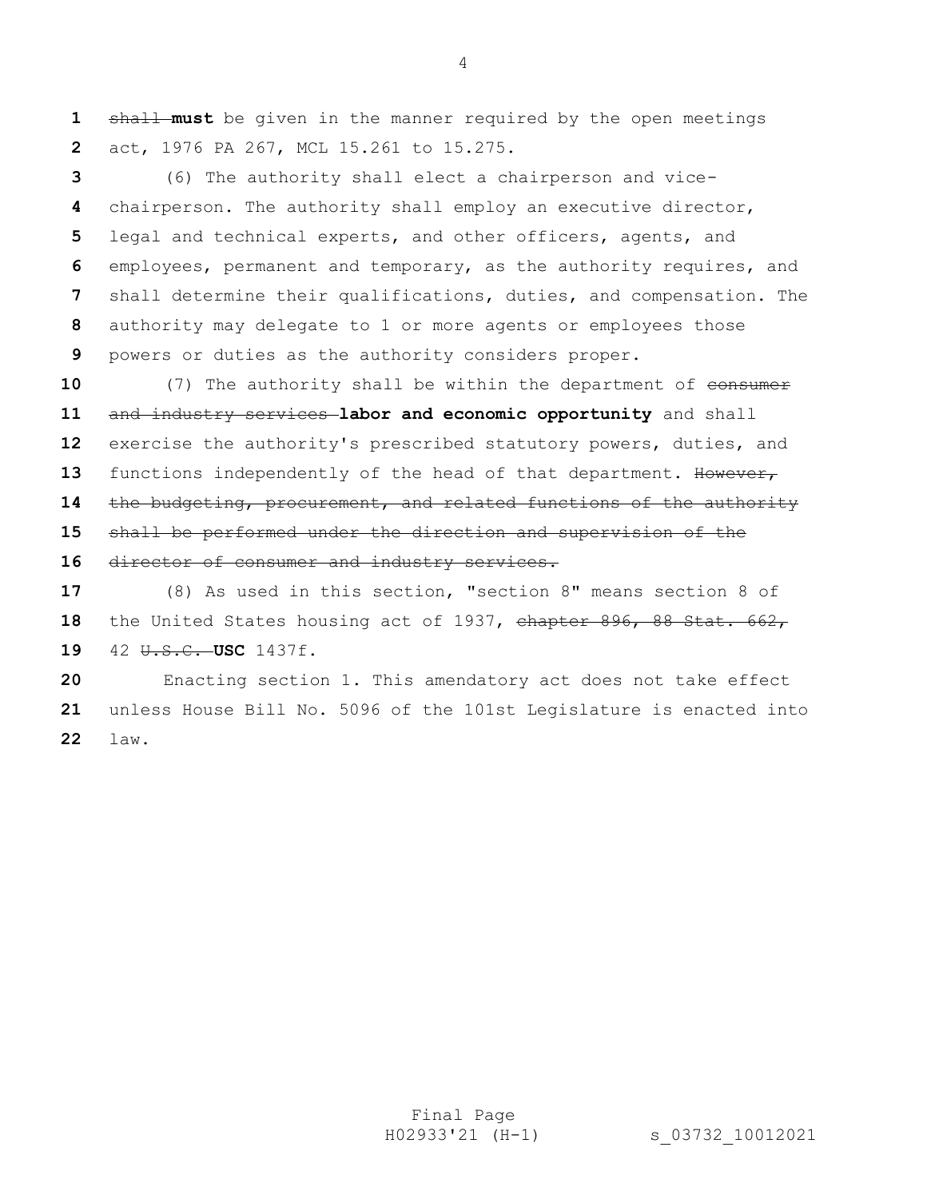~~shall~~ **must** be given in the manner required by the open meetings act, 1976 PA 267, MCL 15.261 to 15.275.

(6) The authority shall elect a chairperson and vice-chairperson. The authority shall employ an executive director, legal and technical experts, and other officers, agents, and employees, permanent and temporary, as the authority requires, and shall determine their qualifications, duties, and compensation. The authority may delegate to 1 or more agents or employees those powers or duties as the authority considers proper.

(7) The authority shall be within the department of ~~consumer and industry services~~ **labor and economic opportunity** and shall exercise the authority's prescribed statutory powers, duties, and functions independently of the head of that department. ~~However, the budgeting, procurement, and related functions of the authority shall be performed under the direction and supervision of the director of consumer and industry services.~~

(8) As used in this section, "section 8" means section 8 of the United States housing act of 1937, ~~chapter 896, 88 Stat. 662,~~ 42 ~~U.S.C.~~ **USC** 1437f.

Enacting section 1. This amendatory act does not take effect unless House Bill No. 5096 of the 101st Legislature is enacted into law.

Final Page

H02933'21 (H-1) s_03732_10012021